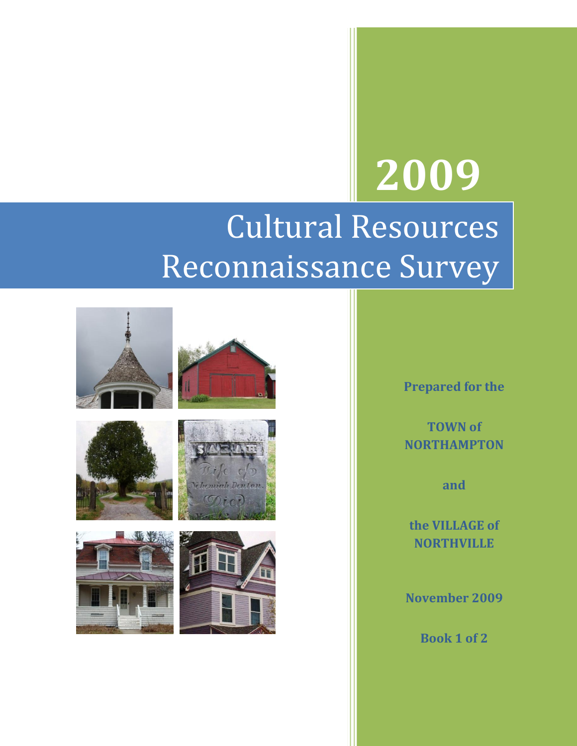# 2009

# Cultural Resources Reconnaissance Survey

**Prepared for the**

**TOWN of NORTHAMPTON**

**and**

**the VILLAGE of NORTHVILLE**

**November 2009**

**Book 1 of 2**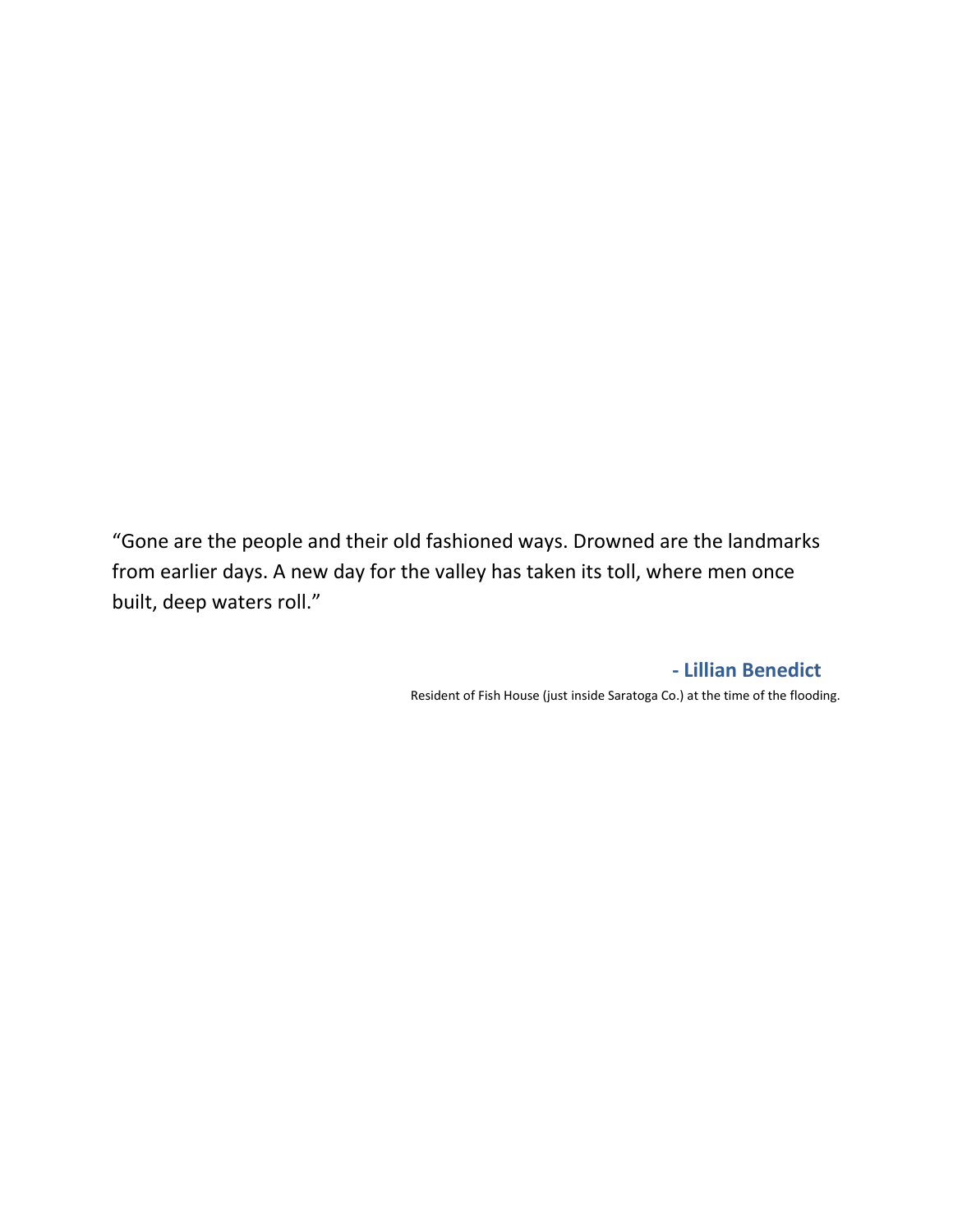“Gone are the people and their old fashioned ways. Drowned are the landmarks from earlier days. A new day for the valley has taken its toll, where men once built, deep waters roll.”

**- Lillian Benedict**

Resident of Fish House (just inside Saratoga Co.) at the time of the flooding.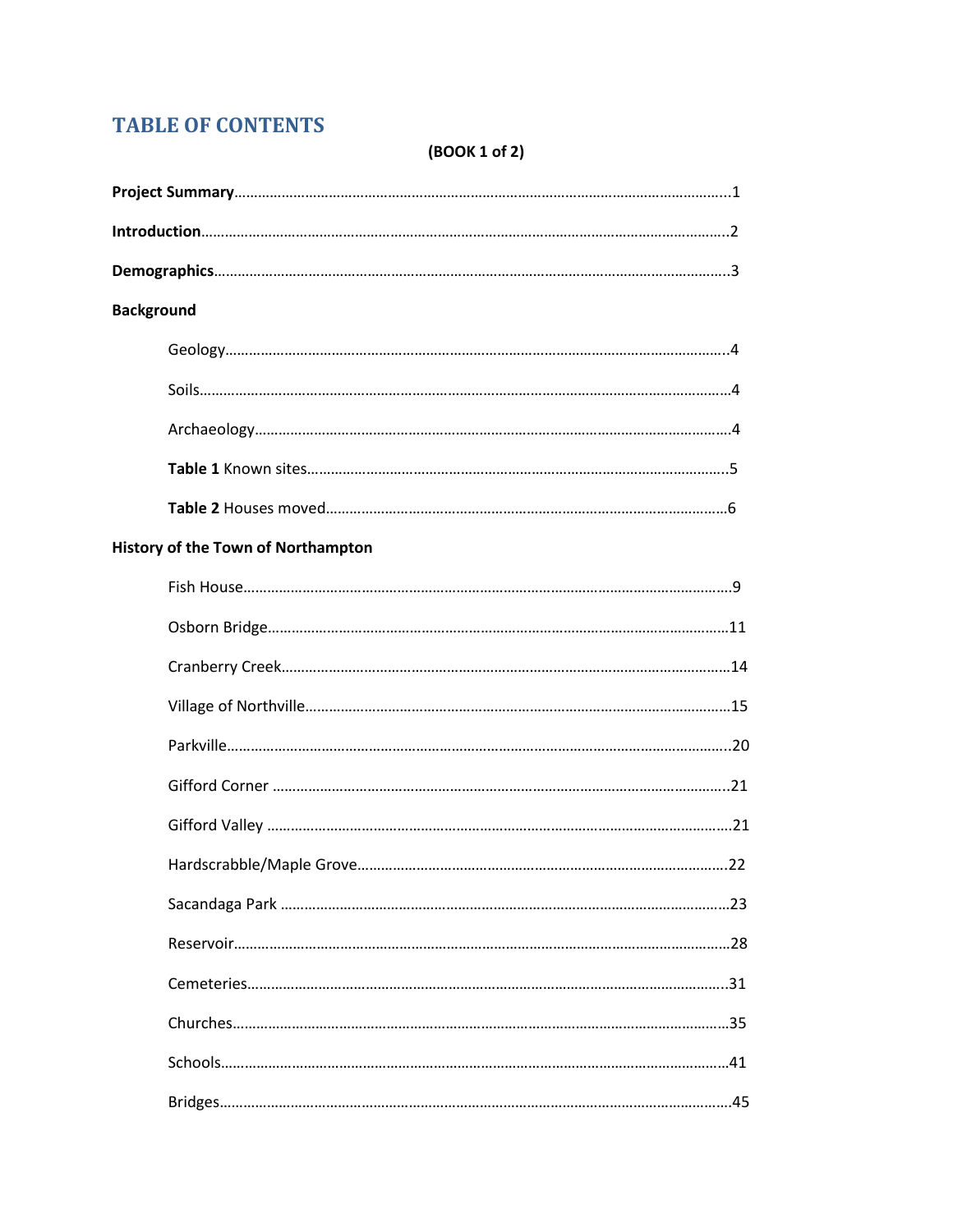# TABLE OF CONTENTS

**(BOOK 1 of 2)**

**Project Summary**……………………………………………………………………………………………1

**Introduction**…………………………………………………………………………………………………2

**Demographics**………………………………………………………………………………………………3

**Background**

Geology……………………………………………………………………………………………4

Soils………………………………………………………………………………………………4

Archaeology………………………………………………………………………………………4

**Table 1** Known sites…………………………………………………………………………5

**Table 2** Houses moved………………………………………………………………………6

**History of the Town of Northampton**

Fish House…………………………………………………………………………………………9

Osborn Bridge……………………………………………………………………………………11

Cranberry Creek…………………………………………………………………………………14

Village of Northville……………………………………………………………………………15

Parkville…………………………………………………………………………………………20

Gifford Corner …………………………………………………………………………………21

Gifford Valley …………………………………………………………………………………21

Hardscrabble/Maple Grove……………………………………………………………………22

Sacandaga Park …………………………………………………………………………………23

Reservoir…………………………………………………………………………………………28

Cemeteries………………………………………………………………………………………31

Churches…………………………………………………………………………………………35

Schools……………………………………………………………………………………………41

Bridges……………………………………………………………………………………………45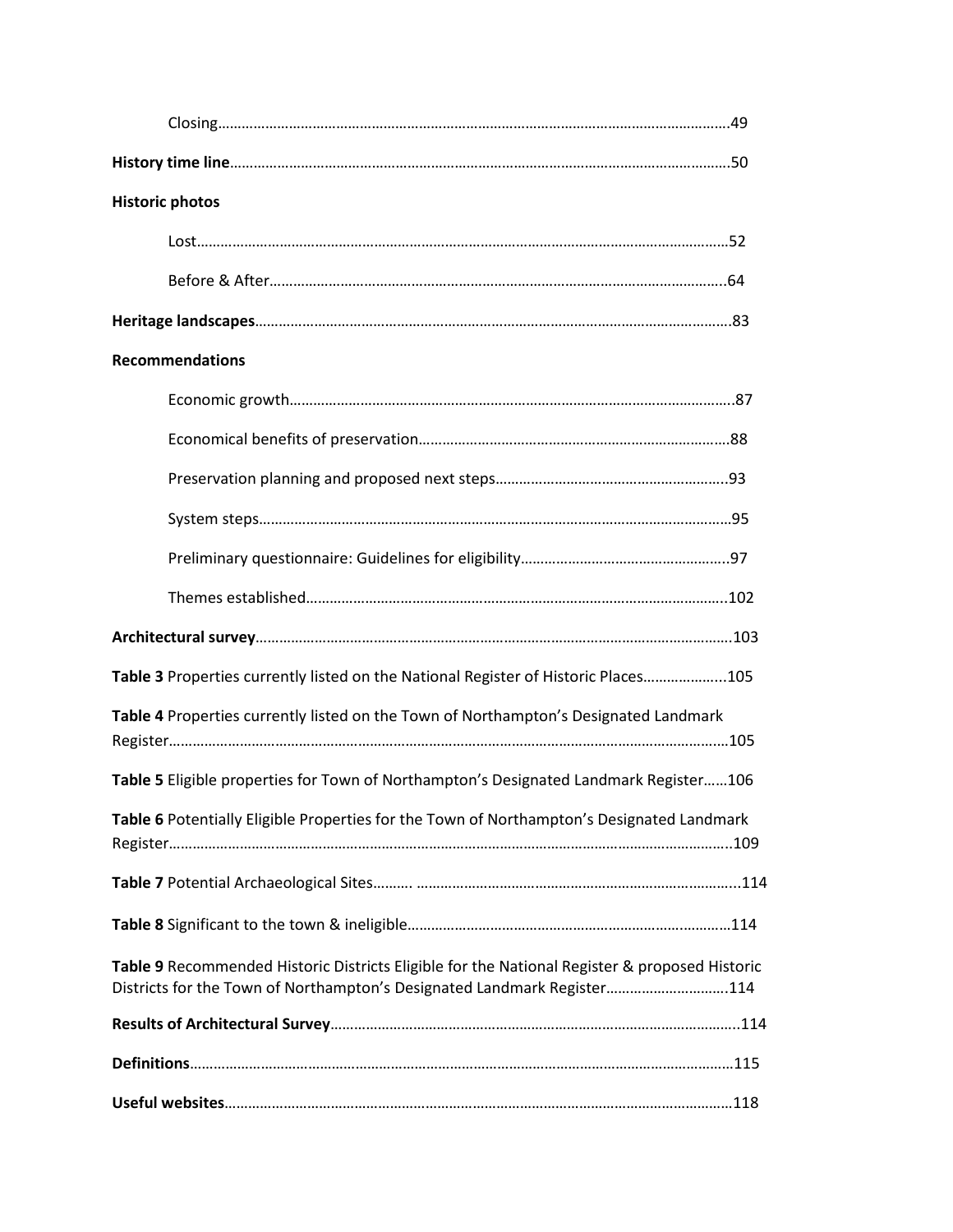Closing……………………………………………………………………………………………………………49

**History time line**……………………………………………………………………………………………50

**Historic photos**

Lost……………………………………………………………………………………………………………52

Before & After…………………………………………………………………………………………..64

**Heritage landscapes**………………………………………………………………………………………83

**Recommendations**

Economic growth………………………………………………………………………………………….87

Economical benefits of preservation………………………………………………………………88

Preservation planning and proposed next steps…………………………………………..93

System steps……………………………………………………………………………………………..95

Preliminary questionnaire: Guidelines for eligibility……………………………………..97

Themes established………………………………………………………………………………..102

**Architectural survey**………………………………………………………………………………….103

**Table 3** Properties currently listed on the National Register of Historic Places………………..105

**Table 4** Properties currently listed on the Town of Northampton's Designated Landmark Register……………………………………………………………………………………………………105

**Table 5** Eligible properties for Town of Northampton's Designated Landmark Register……106

**Table 6** Potentially Eligible Properties for the Town of Northampton's Designated Landmark Register……………………………………………………………………………………………………..109

**Table 7** Potential Archaeological Sites………. ……………………………………………………………...114

**Table 8** Significant to the town & ineligible……………………………………………………………114

**Table 9** Recommended Historic Districts Eligible for the National Register & proposed Historic Districts for the Town of Northampton's Designated Landmark Register…………………………..114

**Results of Architectural Survey**…………………………………………………………………..114

**Definitions**………………………………………………………………………………………………115

**Useful websites**…………………………………………………………………………………………118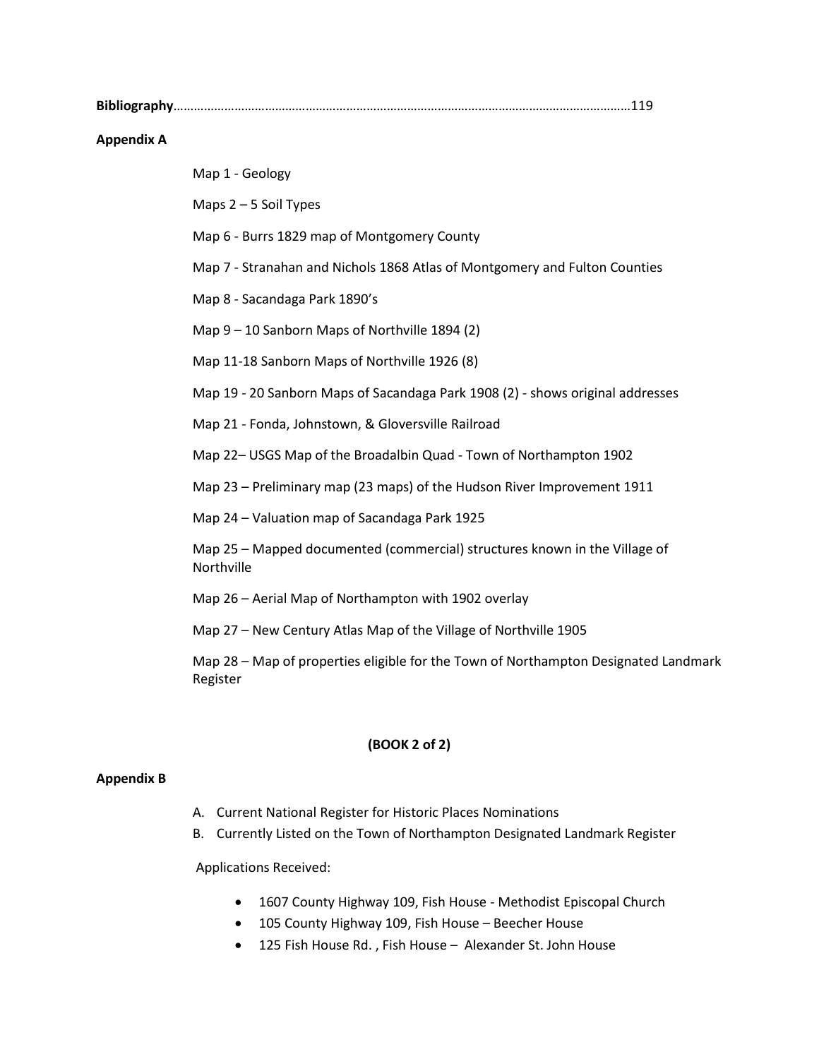**Bibliography**……………………………………………………………………………………………………………………119

**Appendix A**

Map 1 - Geology

Maps 2 – 5 Soil Types

Map 6 - Burrs 1829 map of Montgomery County

Map 7 - Stranahan and Nichols 1868 Atlas of Montgomery and Fulton Counties

Map 8 - Sacandaga Park 1890's

Map 9 – 10 Sanborn Maps of Northville 1894 (2)

Map 11-18 Sanborn Maps of Northville 1926 (8)

Map 19 - 20 Sanborn Maps of Sacandaga Park 1908 (2) - shows original addresses

Map 21 - Fonda, Johnstown, & Gloversville Railroad

Map 22– USGS Map of the Broadalbin Quad - Town of Northampton 1902

Map 23 – Preliminary map (23 maps) of the Hudson River Improvement 1911

Map 24 – Valuation map of Sacandaga Park 1925

Map 25 – Mapped documented (commercial) structures known in the Village of Northville

Map 26 – Aerial Map of Northampton with 1902 overlay

Map 27 – New Century Atlas Map of the Village of Northville 1905

Map 28 – Map of properties eligible for the Town of Northampton Designated Landmark Register

**(BOOK 2 of 2)**

**Appendix B**

A. Current National Register for Historic Places Nominations
B. Currently Listed on the Town of Northampton Designated Landmark Register

Applications Received:

- 1607 County Highway 109, Fish House - Methodist Episcopal Church
- 105 County Highway 109, Fish House – Beecher House
- 125 Fish House Rd. , Fish House – Alexander St. John House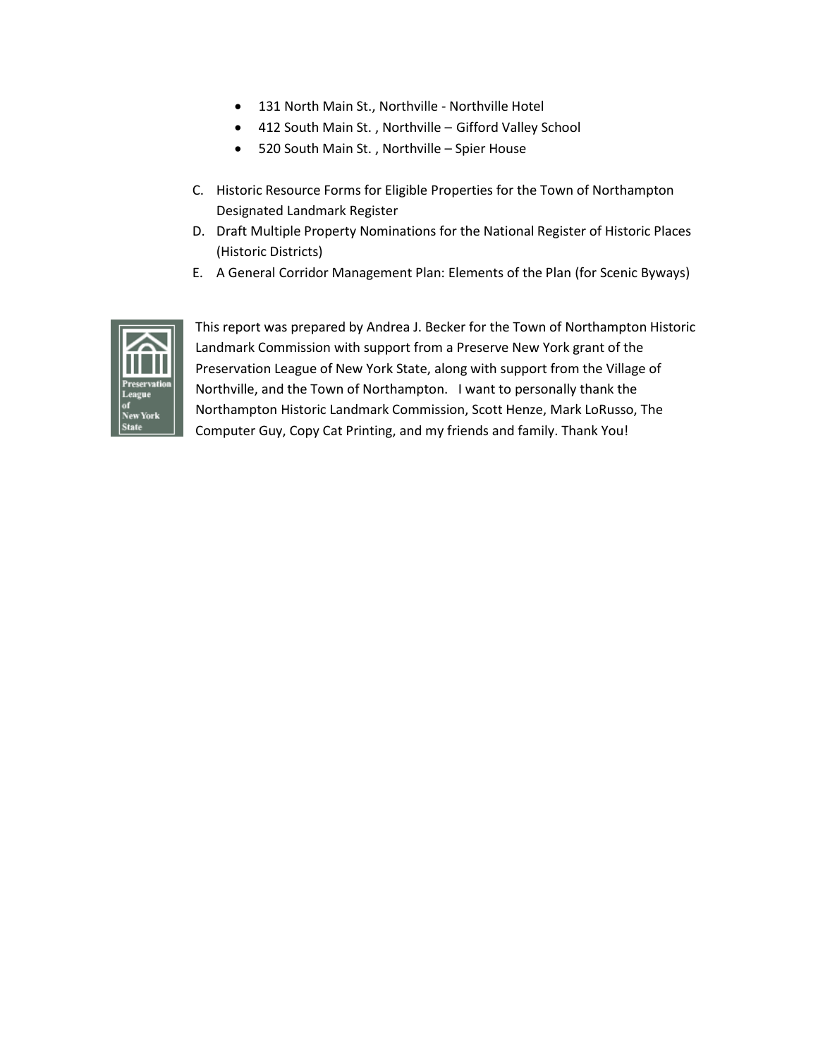- 131 North Main St., Northville - Northville Hotel
- 412 South Main St. , Northville – Gifford Valley School
- 520 South Main St. , Northville – Spier House

C. Historic Resource Forms for Eligible Properties for the Town of Northampton Designated Landmark Register

D. Draft Multiple Property Nominations for the National Register of Historic Places (Historic Districts)

E. A General Corridor Management Plan: Elements of the Plan (for Scenic Byways)

This report was prepared by Andrea J. Becker for the Town of Northampton Historic Landmark Commission with support from a Preserve New York grant of the Preservation League of New York State, along with support from the Village of Northville, and the Town of Northampton. I want to personally thank the Northampton Historic Landmark Commission, Scott Henze, Mark LoRusso, The Computer Guy, Copy Cat Printing, and my friends and family. Thank You!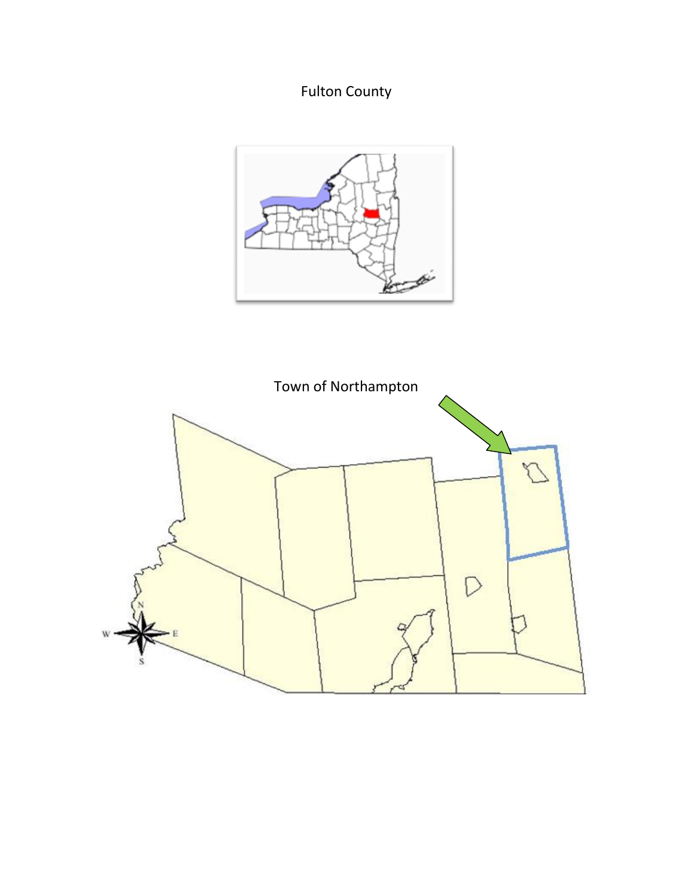Fulton County

Town of Northampton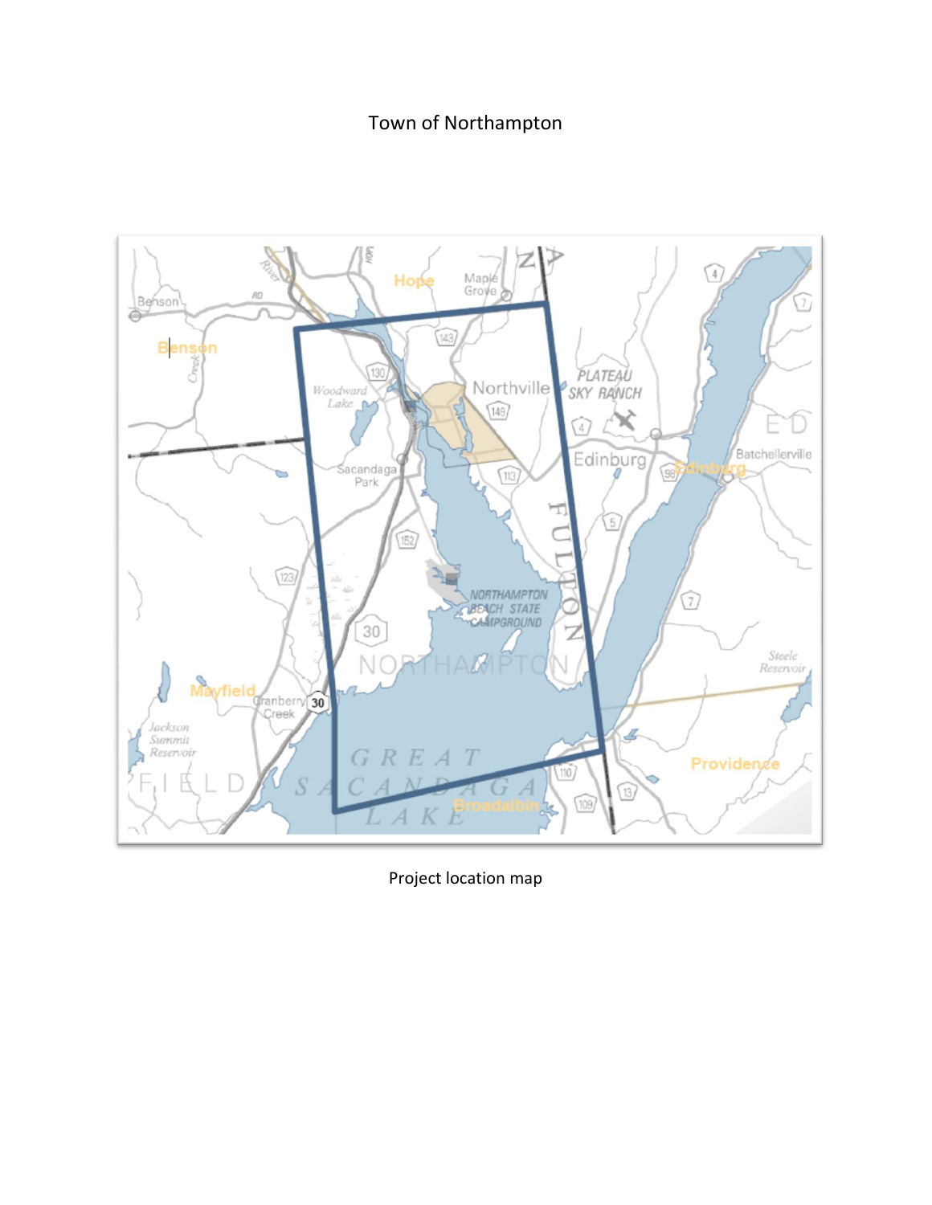Town of Northampton

Project location map